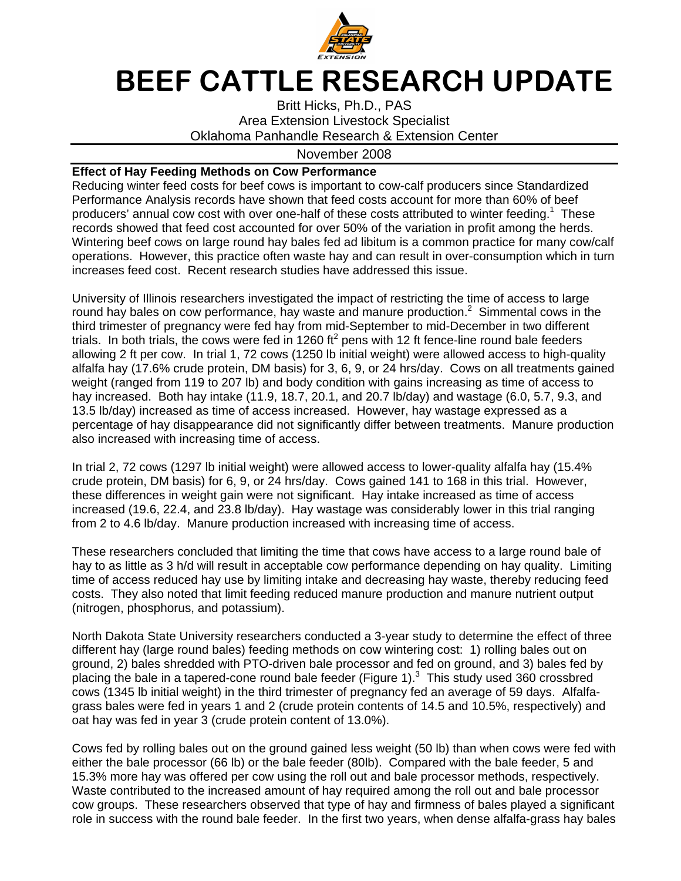# BEEF CATTLE RESEARCH UPDATE

Britt Hicks, Ph.D., PAS
Area Extension Livestock Specialist
Oklahoma Panhandle Research & Extension Center

November 2008

**Effect of Hay Feeding Methods on Cow Performance**

Reducing winter feed costs for beef cows is important to cow-calf producers since Standardized Performance Analysis records have shown that feed costs account for more than 60% of beef producers' annual cow cost with over one-half of these costs attributed to winter feeding.[1] These records showed that feed cost accounted for over 50% of the variation in profit among the herds. Wintering beef cows on large round hay bales fed ad libitum is a common practice for many cow/calf operations. However, this practice often waste hay and can result in over-consumption which in turn increases feed cost. Recent research studies have addressed this issue.

University of Illinois researchers investigated the impact of restricting the time of access to large round hay bales on cow performance, hay waste and manure production.[2] Simmental cows in the third trimester of pregnancy were fed hay from mid-September to mid-December in two different trials. In both trials, the cows were fed in 1260 $ft^2$ pens with 12 ft fence-line round bale feeders allowing 2 ft per cow. In trial 1, 72 cows (1250 lb initial weight) were allowed access to high-quality alfalfa hay (17.6% crude protein, DM basis) for 3, 6, 9, or 24 hrs/day. Cows on all treatments gained weight (ranged from 119 to 207 lb) and body condition with gains increasing as time of access to hay increased. Both hay intake (11.9, 18.7, 20.1, and 20.7 lb/day) and wastage (6.0, 5.7, 9.3, and 13.5 lb/day) increased as time of access increased. However, hay wastage expressed as a percentage of hay disappearance did not significantly differ between treatments. Manure production also increased with increasing time of access.

In trial 2, 72 cows (1297 lb initial weight) were allowed access to lower-quality alfalfa hay (15.4% crude protein, DM basis) for 6, 9, or 24 hrs/day. Cows gained 141 to 168 in this trial. However, these differences in weight gain were not significant. Hay intake increased as time of access increased (19.6, 22.4, and 23.8 lb/day). Hay wastage was considerably lower in this trial ranging from 2 to 4.6 lb/day. Manure production increased with increasing time of access.

These researchers concluded that limiting the time that cows have access to a large round bale of hay to as little as 3 h/d will result in acceptable cow performance depending on hay quality. Limiting time of access reduced hay use by limiting intake and decreasing hay waste, thereby reducing feed costs. They also noted that limit feeding reduced manure production and manure nutrient output (nitrogen, phosphorus, and potassium).

North Dakota State University researchers conducted a 3-year study to determine the effect of three different hay (large round bales) feeding methods on cow wintering cost: 1) rolling bales out on ground, 2) bales shredded with PTO-driven bale processor and fed on ground, and 3) bales fed by placing the bale in a tapered-cone round bale feeder (Figure 1).[3] This study used 360 crossbred cows (1345 lb initial weight) in the third trimester of pregnancy fed an average of 59 days. Alfalfa-grass bales were fed in years 1 and 2 (crude protein contents of 14.5 and 10.5%, respectively) and oat hay was fed in year 3 (crude protein content of 13.0%).

Cows fed by rolling bales out on the ground gained less weight (50 lb) than when cows were fed with either the bale processor (66 lb) or the bale feeder (80lb). Compared with the bale feeder, 5 and 15.3% more hay was offered per cow using the roll out and bale processor methods, respectively. Waste contributed to the increased amount of hay required among the roll out and bale processor cow groups. These researchers observed that type of hay and firmness of bales played a significant role in success with the round bale feeder. In the first two years, when dense alfalfa-grass hay bales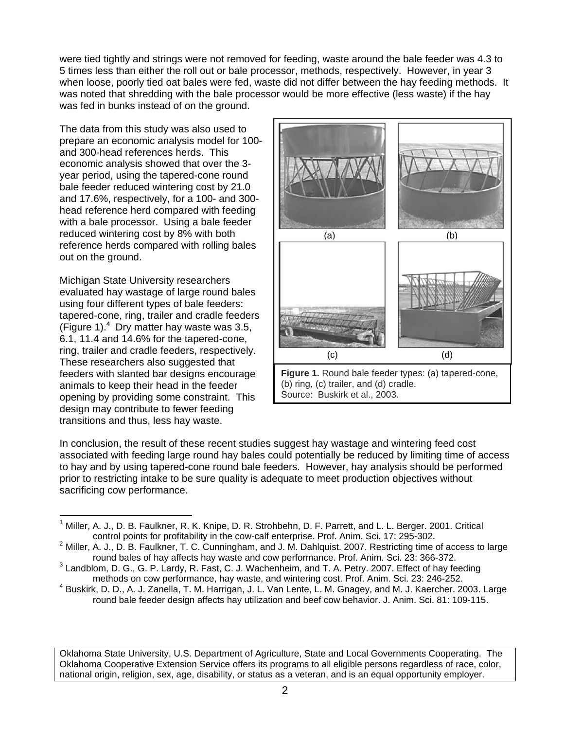were tied tightly and strings were not removed for feeding, waste around the bale feeder was 4.3 to 5 times less than either the roll out or bale processor, methods, respectively. However, in year 3 when loose, poorly tied oat bales were fed, waste did not differ between the hay feeding methods. It was noted that shredding with the bale processor would be more effective (less waste) if the hay was fed in bunks instead of on the ground.

The data from this study was also used to prepare an economic analysis model for 100- and 300-head references herds. This economic analysis showed that over the 3-year period, using the tapered-cone round bale feeder reduced wintering cost by 21.0 and 17.6%, respectively, for a 100- and 300-head reference herd compared with feeding with a bale processor. Using a bale feeder reduced wintering cost by 8% with both reference herds compared with rolling bales out on the ground.

Michigan State University researchers evaluated hay wastage of large round bales using four different types of bale feeders: tapered-cone, ring, trailer and cradle feeders (Figure 1).[4] Dry matter hay waste was 3.5, 6.1, 11.4 and 14.6% for the tapered-cone, ring, trailer and cradle feeders, respectively. These researchers also suggested that feeders with slanted bar designs encourage animals to keep their head in the feeder opening by providing some constraint. This design may contribute to fewer feeding transitions and thus, less hay waste.

(a) (b)

(c) (d)

**Figure 1.** Round bale feeder types: (a) tapered-cone, (b) ring, (c) trailer, and (d) cradle.
Source: Buskirk et al., 2003.

In conclusion, the result of these recent studies suggest hay wastage and wintering feed cost associated with feeding large round hay bales could potentially be reduced by limiting time of access to hay and by using tapered-cone round bale feeders. However, hay analysis should be performed prior to restricting intake to be sure quality is adequate to meet production objectives without sacrificing cow performance.

---

[1] Miller, A. J., D. B. Faulkner, R. K. Knipe, D. R. Strohbehn, D. F. Parrett, and L. L. Berger. 2001. Critical control points for profitability in the cow-calf enterprise. Prof. Anim. Sci. 17: 295-302.

[2] Miller, A. J., D. B. Faulkner, T. C. Cunningham, and J. M. Dahlquist. 2007. Restricting time of access to large round bales of hay affects hay waste and cow performance. Prof. Anim. Sci. 23: 366-372.

[3] Landblom, D. G., G. P. Lardy, R. Fast, C. J. Wachenheim, and T. A. Petry. 2007. Effect of hay feeding methods on cow performance, hay waste, and wintering cost. Prof. Anim. Sci. 23: 246-252.

[4] Buskirk, D. D., A. J. Zanella, T. M. Harrigan, J. L. Van Lente, L. M. Gnagey, and M. J. Kaercher. 2003. Large round bale feeder design affects hay utilization and beef cow behavior. J. Anim. Sci. 81: 109-115.

Oklahoma State University, U.S. Department of Agriculture, State and Local Governments Cooperating. The Oklahoma Cooperative Extension Service offers its programs to all eligible persons regardless of race, color, national origin, religion, sex, age, disability, or status as a veteran, and is an equal opportunity employer.